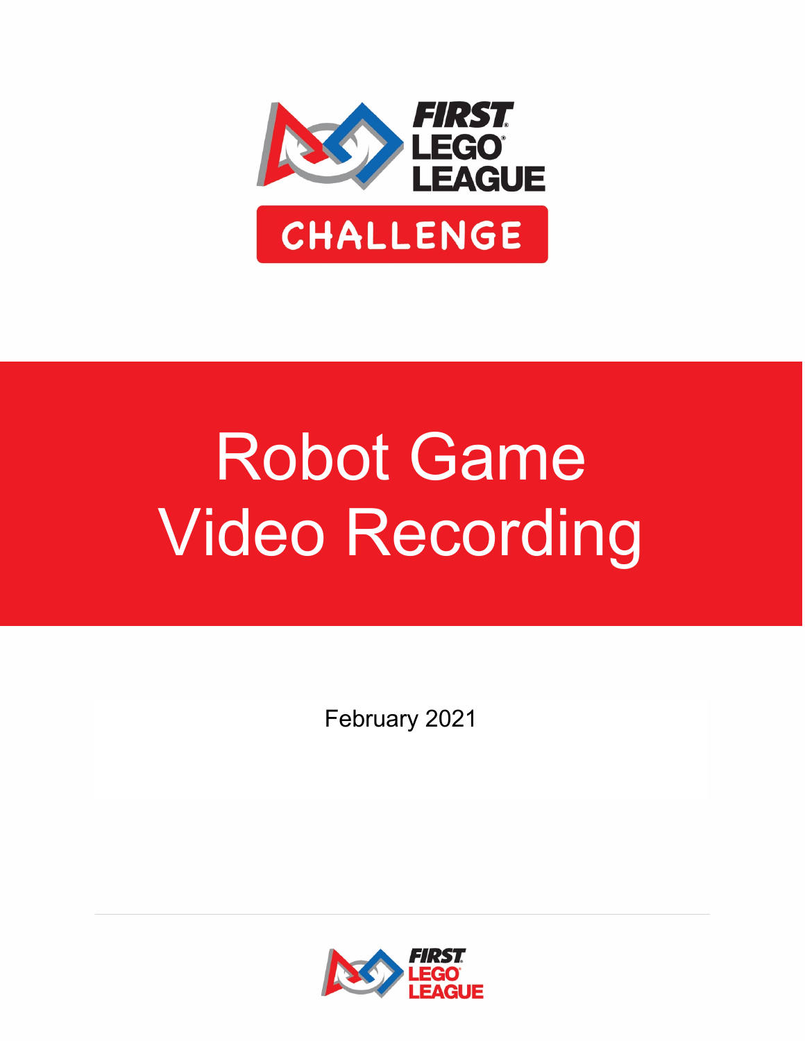FIRST LEGO LEAGUE

CHALLENGE

# Robot Game Video Recording

February 2021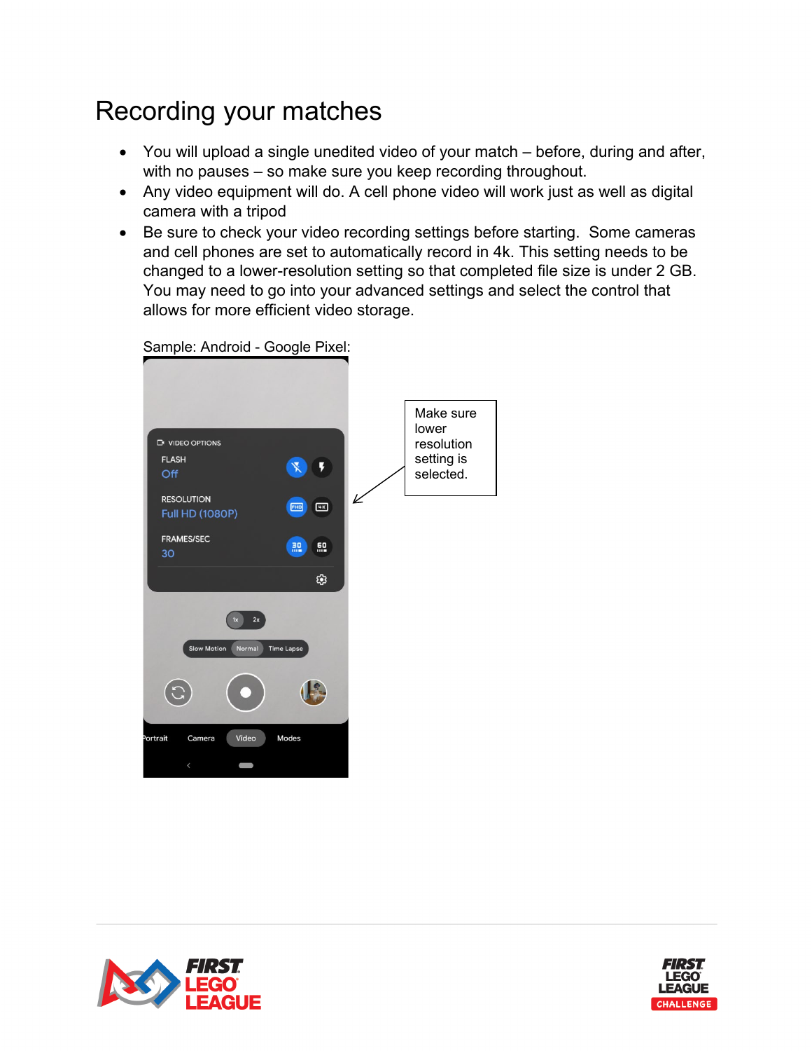# Recording your matches

- You will upload a single unedited video of your match – before, during and after, with no pauses – so make sure you keep recording throughout.
- Any video equipment will do. A cell phone video will work just as well as digital camera with a tripod
- Be sure to check your video recording settings before starting. Some cameras and cell phones are set to automatically record in 4k. This setting needs to be changed to a lower-resolution setting so that completed file size is under 2 GB. You may need to go into your advanced settings and select the control that allows for more efficient video storage.

Sample: Android - Google Pixel:

Make sure lower resolution setting is selected.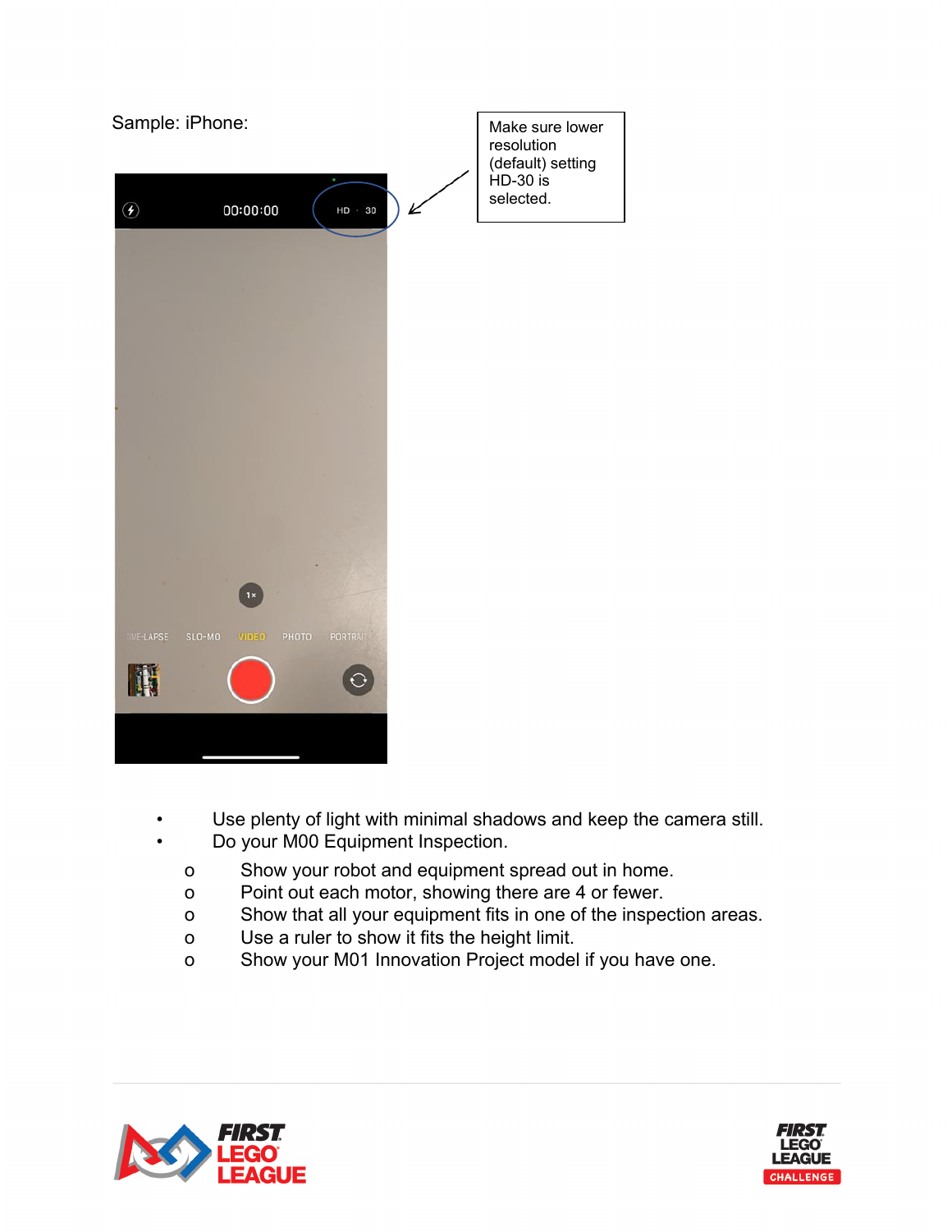Sample: iPhone:

Make sure lower resolution (default) setting HD-30 is selected.

- Use plenty of light with minimal shadows and keep the camera still.
- Do your M00 Equipment Inspection.
  - Show your robot and equipment spread out in home.
  - Point out each motor, showing there are 4 or fewer.
  - Show that all your equipment fits in one of the inspection areas.
  - Use a ruler to show it fits the height limit.
  - Show your M01 Innovation Project model if you have one.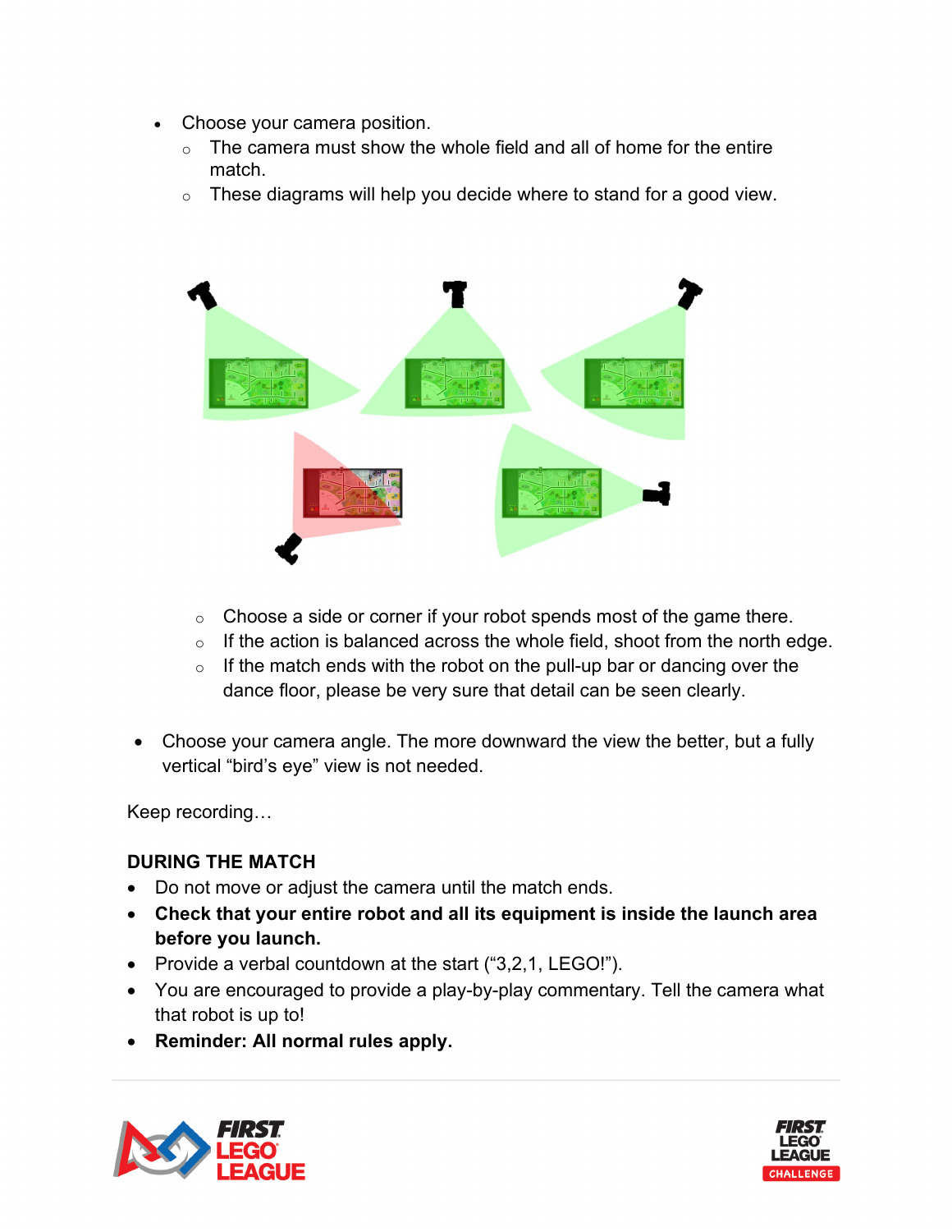- Choose your camera position.
  - The camera must show the whole field and all of home for the entire match.
  - These diagrams will help you decide where to stand for a good view.

  - Choose a side or corner if your robot spends most of the game there.
  - If the action is balanced across the whole field, shoot from the north edge.
  - If the match ends with the robot on the pull-up bar or dancing over the dance floor, please be very sure that detail can be seen clearly.

- Choose your camera angle. The more downward the view the better, but a fully vertical "bird's eye" view is not needed.

Keep recording…

**DURING THE MATCH**

- Do not move or adjust the camera until the match ends.
- **Check that your entire robot and all its equipment is inside the launch area before you launch.**
- Provide a verbal countdown at the start ("3,2,1, LEGO!").
- You are encouraged to provide a play-by-play commentary. Tell the camera what that robot is up to!
- **Reminder: All normal rules apply.**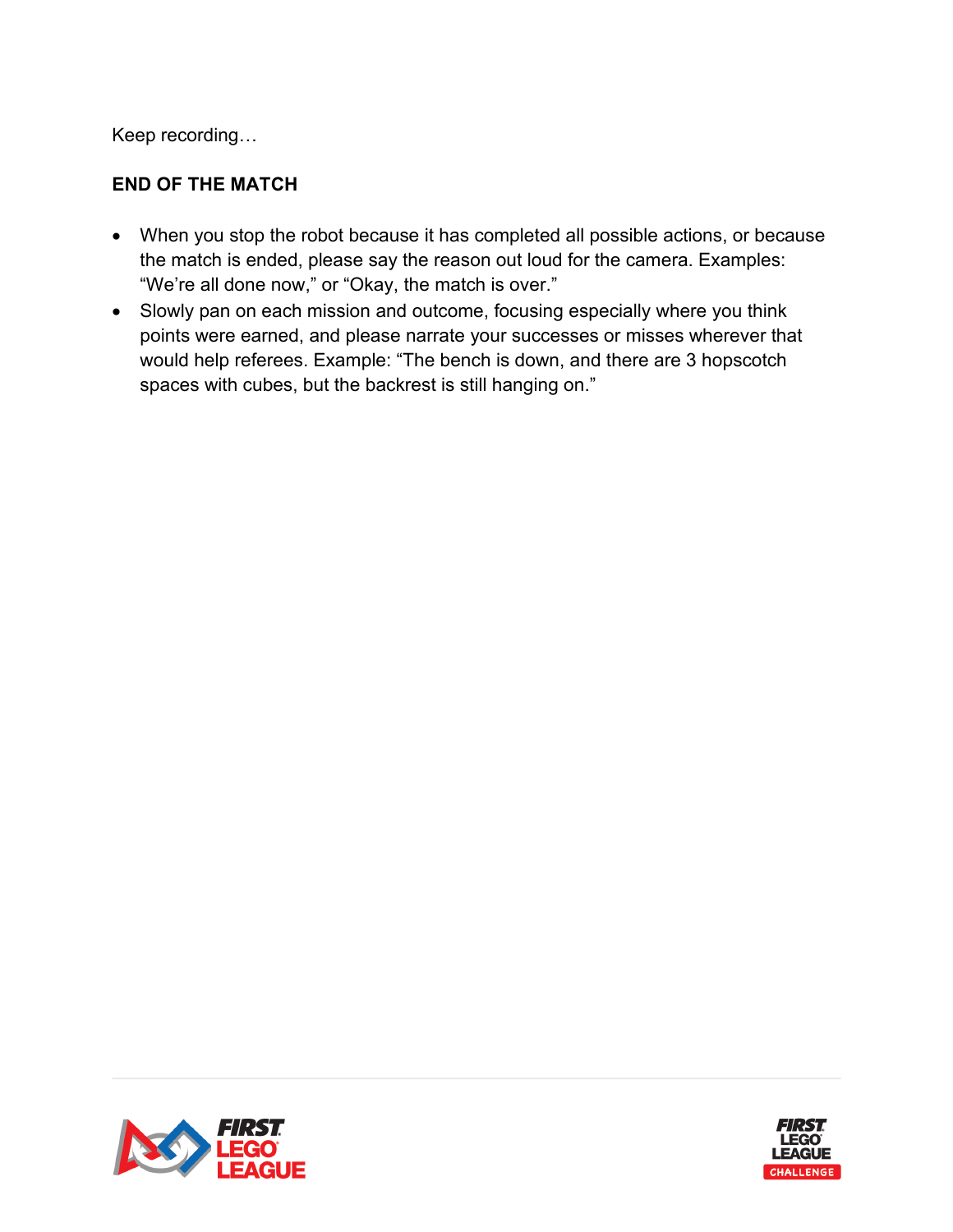Keep recording…

**END OF THE MATCH**

- When you stop the robot because it has completed all possible actions, or because the match is ended, please say the reason out loud for the camera. Examples: “We’re all done now,” or “Okay, the match is over.”
- Slowly pan on each mission and outcome, focusing especially where you think points were earned, and please narrate your successes or misses wherever that would help referees. Example: “The bench is down, and there are 3 hopscotch spaces with cubes, but the backrest is still hanging on.”